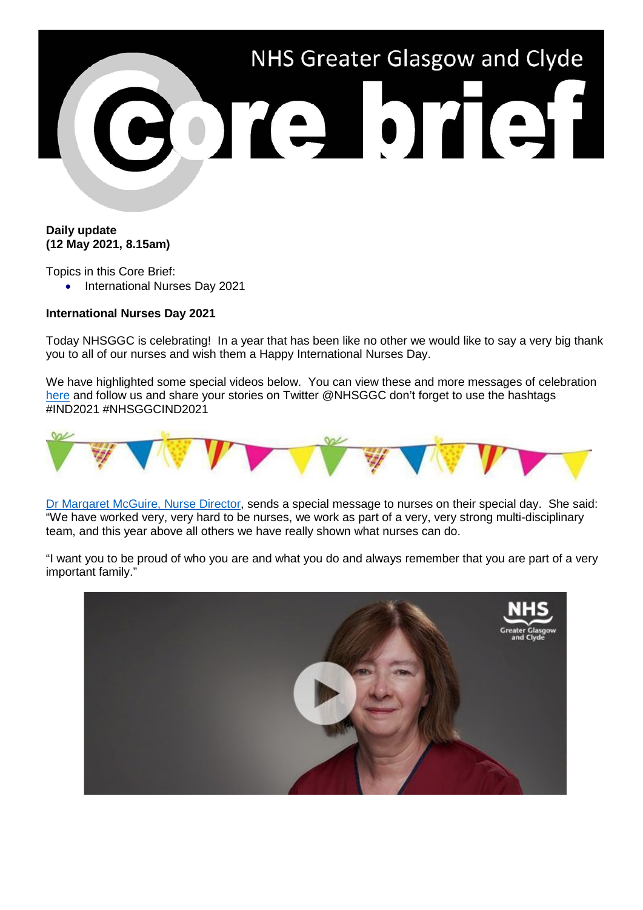# NHS Greater Glasgow and Clyde Core brief

**Daily update**
**(12 May 2021, 8.15am)**

Topics in this Core Brief:

- International Nurses Day 2021

**International Nurses Day 2021**

Today NHSGGC is celebrating! In a year that has been like no other we would like to say a very big thank you to all of our nurses and wish them a Happy International Nurses Day.

We have highlighted some special videos below. You can view these and more messages of celebration here and follow us and share your stories on Twitter @NHSGGC don't forget to use the hashtags #IND2021 #NHSGGCIND2021

Dr Margaret McGuire, Nurse Director, sends a special message to nurses on their special day. She said: "We have worked very, very hard to be nurses, we work as part of a very, very strong multi-disciplinary team, and this year above all others we have really shown what nurses can do.

"I want you to be proud of who you are and what you do and always remember that you are part of a very important family."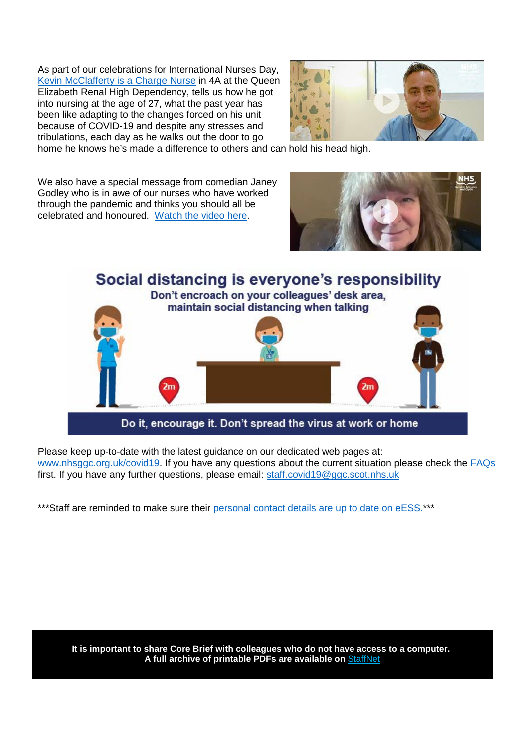As part of our celebrations for International Nurses Day, Kevin McClafferty is a Charge Nurse in 4A at the Queen Elizabeth Renal High Dependency, tells us how he got into nursing at the age of 27, what the past year has been like adapting to the changes forced on his unit because of COVID-19 and despite any stresses and tribulations, each day as he walks out the door to go home he knows he's made a difference to others and can hold his head high.

We also have a special message from comedian Janey Godley who is in awe of our nurses who have worked through the pandemic and thinks you should all be celebrated and honoured. Watch the video here.

**Social distancing is everyone's responsibility**

**Don't encroach on your colleagues' desk area, maintain social distancing when talking**

2m

2m

**Do it, encourage it. Don't spread the virus at work or home**

Please keep up-to-date with the latest guidance on our dedicated web pages at: www.nhsggc.org.uk/covid19. If you have any questions about the current situation please check the FAQs first. If you have any further questions, please email: staff.covid19@ggc.scot.nhs.uk

***Staff are reminded to make sure their personal contact details are up to date on eESS.***

**It is important to share Core Brief with colleagues who do not have access to a computer.**
**A full archive of printable PDFs are available on** StaffNet